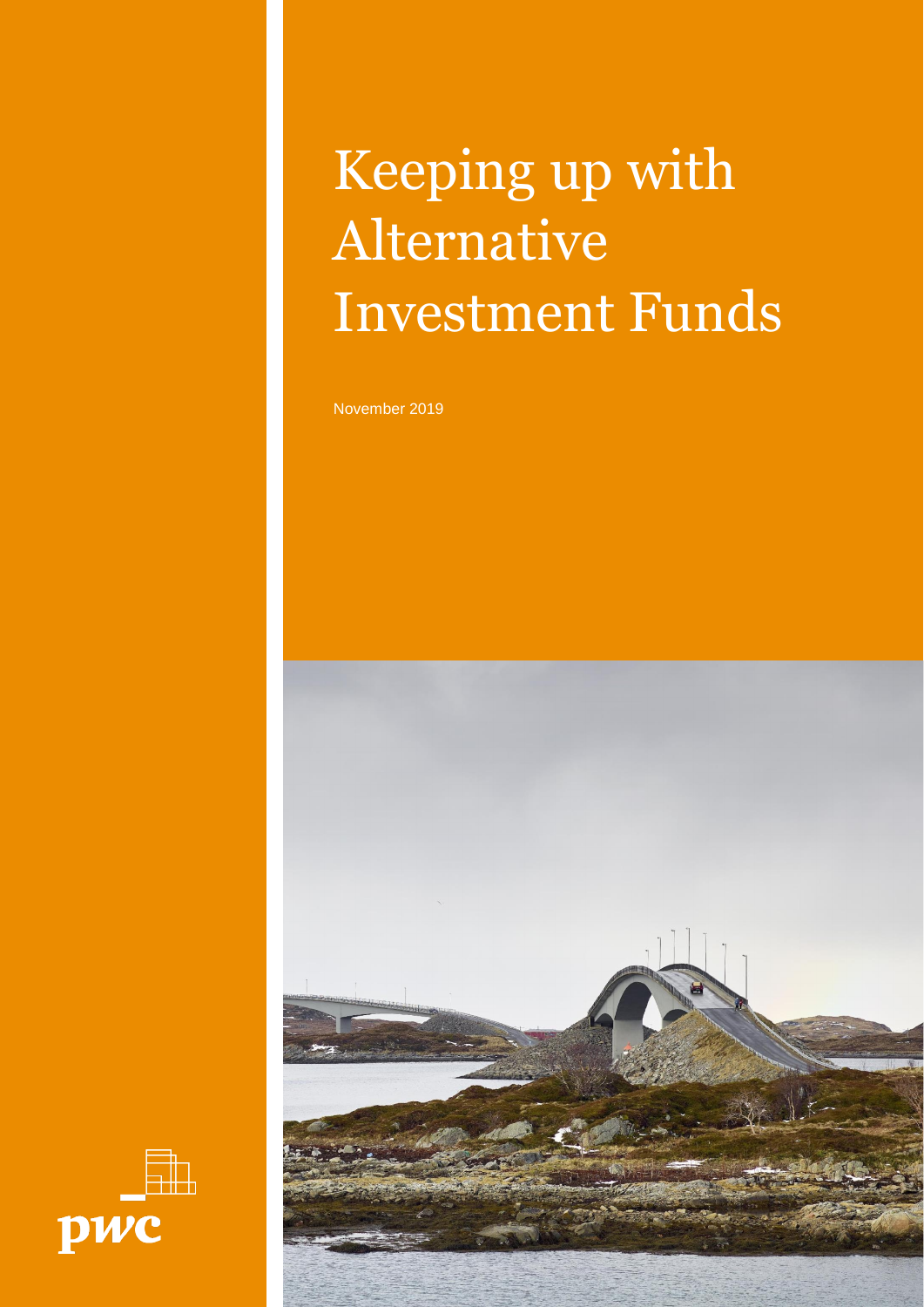# Keeping up with Alternative Investment Funds

November 2019

pwc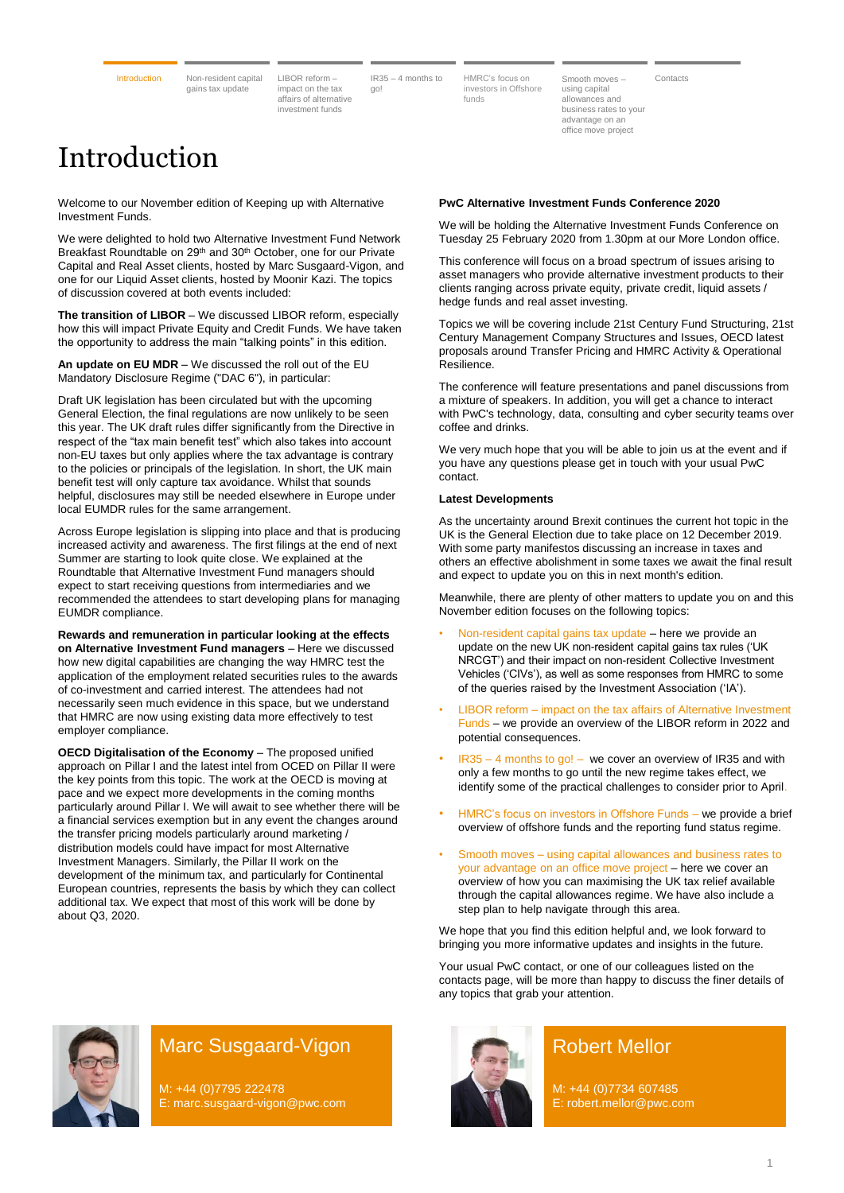Introduction | Non-resident capital gains tax update | LIBOR reform – impact on the tax affairs of alternative investment funds | IR35 – 4 months to go! | HMRC's focus on investors in Offshore funds | Smooth moves – using capital allowances and business rates to your advantage on an office move project | Contacts

# Introduction

Welcome to our November edition of Keeping up with Alternative Investment Funds.

We were delighted to hold two Alternative Investment Fund Network Breakfast Roundtable on 29th and 30th October, one for our Private Capital and Real Asset clients, hosted by Marc Susgaard-Vigon, and one for our Liquid Asset clients, hosted by Moonir Kazi. The topics of discussion covered at both events included:

**The transition of LIBOR** – We discussed LIBOR reform, especially how this will impact Private Equity and Credit Funds. We have taken the opportunity to address the main "talking points" in this edition.

**An update on EU MDR** – We discussed the roll out of the EU Mandatory Disclosure Regime ("DAC 6"), in particular:

Draft UK legislation has been circulated but with the upcoming General Election, the final regulations are now unlikely to be seen this year. The UK draft rules differ significantly from the Directive in respect of the "tax main benefit test" which also takes into account non-EU taxes but only applies where the tax advantage is contrary to the policies or principals of the legislation. In short, the UK main benefit test will only capture tax avoidance. Whilst that sounds helpful, disclosures may still be needed elsewhere in Europe under local EUMDR rules for the same arrangement.

Across Europe legislation is slipping into place and that is producing increased activity and awareness. The first filings at the end of next Summer are starting to look quite close. We explained at the Roundtable that Alternative Investment Fund managers should expect to start receiving questions from intermediaries and we recommended the attendees to start developing plans for managing EUMDR compliance.

**Rewards and remuneration in particular looking at the effects on Alternative Investment Fund managers** – Here we discussed how new digital capabilities are changing the way HMRC test the application of the employment related securities rules to the awards of co-investment and carried interest. The attendees had not necessarily seen much evidence in this space, but we understand that HMRC are now using existing data more effectively to test employer compliance.

**OECD Digitalisation of the Economy** – The proposed unified approach on Pillar I and the latest intel from OCED on Pillar II were the key points from this topic. The work at the OECD is moving at pace and we expect more developments in the coming months particularly around Pillar I. We will await to see whether there will be a financial services exemption but in any event the changes around the transfer pricing models particularly around marketing / distribution models could have impact for most Alternative Investment Managers. Similarly, the Pillar II work on the development of the minimum tax, and particularly for Continental European countries, represents the basis by which they can collect additional tax. We expect that most of this work will be done by about Q3, 2020.

**PwC Alternative Investment Funds Conference 2020**

We will be holding the Alternative Investment Funds Conference on Tuesday 25 February 2020 from 1.30pm at our More London office.

This conference will focus on a broad spectrum of issues arising to asset managers who provide alternative investment products to their clients ranging across private equity, private credit, liquid assets / hedge funds and real asset investing.

Topics we will be covering include 21st Century Fund Structuring, 21st Century Management Company Structures and Issues, OECD latest proposals around Transfer Pricing and HMRC Activity & Operational Resilience.

The conference will feature presentations and panel discussions from a mixture of speakers. In addition, you will get a chance to interact with PwC's technology, data, consulting and cyber security teams over coffee and drinks.

We very much hope that you will be able to join us at the event and if you have any questions please get in touch with your usual PwC contact.

**Latest Developments**

As the uncertainty around Brexit continues the current hot topic in the UK is the General Election due to take place on 12 December 2019. With some party manifestos discussing an increase in taxes and others an effective abolishment in some taxes we await the final result and expect to update you on this in next month's edition.

Meanwhile, there are plenty of other matters to update you on and this November edition focuses on the following topics:

- Non-resident capital gains tax update – here we provide an update on the new UK non-resident capital gains tax rules ('UK NRCGT') and their impact on non-resident Collective Investment Vehicles ('CIVs'), as well as some responses from HMRC to some of the queries raised by the Investment Association ('IA').
- LIBOR reform – impact on the tax affairs of Alternative Investment Funds – we provide an overview of the LIBOR reform in 2022 and potential consequences.
- IR35 – 4 months to go! – we cover an overview of IR35 and with only a few months to go until the new regime takes effect, we identify some of the practical challenges to consider prior to April.
- HMRC's focus on investors in Offshore Funds – we provide a brief overview of offshore funds and the reporting fund status regime.
- Smooth moves – using capital allowances and business rates to your advantage on an office move project – here we cover an overview of how you can maximising the UK tax relief available through the capital allowances regime. We have also include a step plan to help navigate through this area.

We hope that you find this edition helpful and, we look forward to bringing you more informative updates and insights in the future.

Your usual PwC contact, or one of our colleagues listed on the contacts page, will be more than happy to discuss the finer details of any topics that grab your attention.

**Marc Susgaard-Vigon**
M: +44 (0)7795 222478
E: marc.susgaard-vigon@pwc.com

**Robert Mellor**
M: +44 (0)7734 607485
E: robert.mellor@pwc.com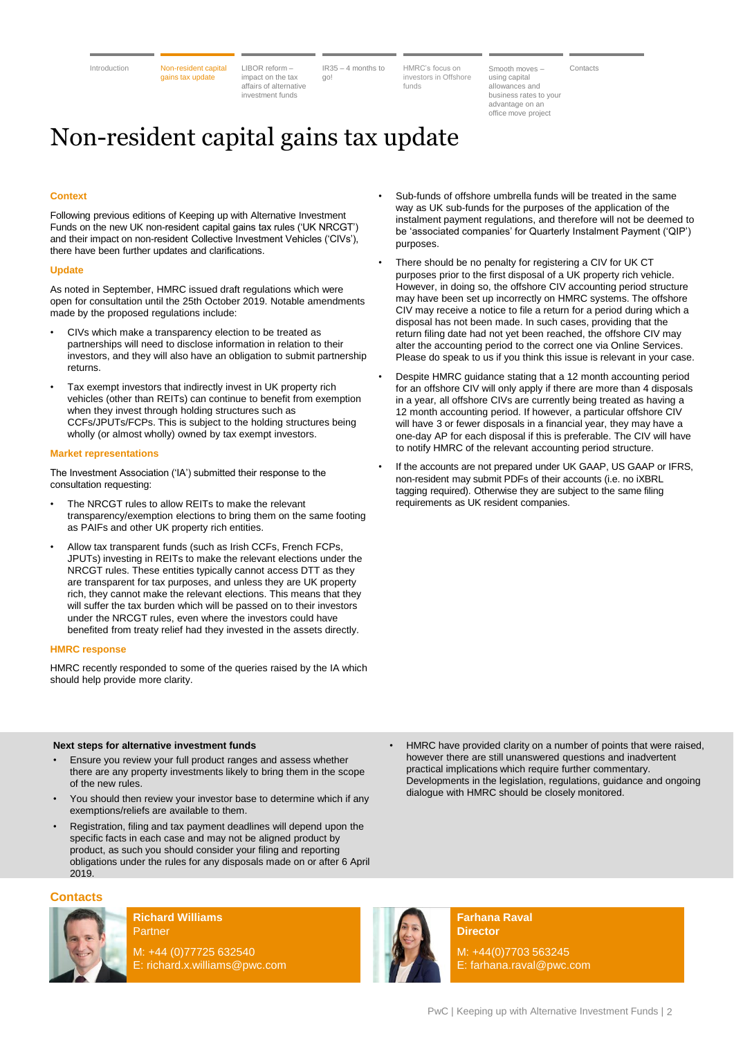# Non-resident capital gains tax update

### Context

Following previous editions of Keeping up with Alternative Investment Funds on the new UK non-resident capital gains tax rules ('UK NRCGT') and their impact on non-resident Collective Investment Vehicles ('CIVs'), there have been further updates and clarifications.

### Update

As noted in September, HMRC issued draft regulations which were open for consultation until the 25th October 2019. Notable amendments made by the proposed regulations include:

- CIVs which make a transparency election to be treated as partnerships will need to disclose information in relation to their investors, and they will also have an obligation to submit partnership returns.
- Tax exempt investors that indirectly invest in UK property rich vehicles (other than REITs) can continue to benefit from exemption when they invest through holding structures such as CCFs/JPUTs/FCPs. This is subject to the holding structures being wholly (or almost wholly) owned by tax exempt investors.

### Market representations

The Investment Association ('IA') submitted their response to the consultation requesting:

- The NRCGT rules to allow REITs to make the relevant transparency/exemption elections to bring them on the same footing as PAIFs and other UK property rich entities.
- Allow tax transparent funds (such as Irish CCFs, French FCPs, JPUTs) investing in REITs to make the relevant elections under the NRCGT rules. These entities typically cannot access DTT as they are transparent for tax purposes, and unless they are UK property rich, they cannot make the relevant elections. This means that they will suffer the tax burden which will be passed on to their investors under the NRCGT rules, even where the investors could have benefited from treaty relief had they invested in the assets directly.

### HMRC response

HMRC recently responded to some of the queries raised by the IA which should help provide more clarity.

- Sub-funds of offshore umbrella funds will be treated in the same way as UK sub-funds for the purposes of the application of the instalment payment regulations, and therefore will not be deemed to be 'associated companies' for Quarterly Instalment Payment ('QIP') purposes.
- There should be no penalty for registering a CIV for UK CT purposes prior to the first disposal of a UK property rich vehicle. However, in doing so, the offshore CIV accounting period structure may have been set up incorrectly on HMRC systems. The offshore CIV may receive a notice to file a return for a period during which a disposal has not been made. In such cases, providing that the return filing date had not yet been reached, the offshore CIV may alter the accounting period to the correct one via Online Services. Please do speak to us if you think this issue is relevant in your case.
- Despite HMRC guidance stating that a 12 month accounting period for an offshore CIV will only apply if there are more than 4 disposals in a year, all offshore CIVs are currently being treated as having a 12 month accounting period. If however, a particular offshore CIV will have 3 or fewer disposals in a financial year, they may have a one-day AP for each disposal if this is preferable. The CIV will have to notify HMRC of the relevant accounting period structure.
- If the accounts are not prepared under UK GAAP, US GAAP or IFRS, non-resident may submit PDFs of their accounts (i.e. no iXBRL tagging required). Otherwise they are subject to the same filing requirements as UK resident companies.

**Next steps for alternative investment funds**

- Ensure you review your full product ranges and assess whether there are any property investments likely to bring them in the scope of the new rules.
- You should then review your investor base to determine which if any exemptions/reliefs are available to them.
- Registration, filing and tax payment deadlines will depend upon the specific facts in each case and may not be aligned product by product, as such you should consider your filing and reporting obligations under the rules for any disposals made on or after 6 April 2019.
- HMRC have provided clarity on a number of points that were raised, however there are still unanswered questions and inadvertent practical implications which require further commentary. Developments in the legislation, regulations, guidance and ongoing dialogue with HMRC should be closely monitored.

### Contacts

**Richard Williams**
Partner
M: +44 (0)77725 632540
E: richard.x.williams@pwc.com

**Farhana Raval**
**Director**
M: +44(0)7703 563245
E: farhana.raval@pwc.com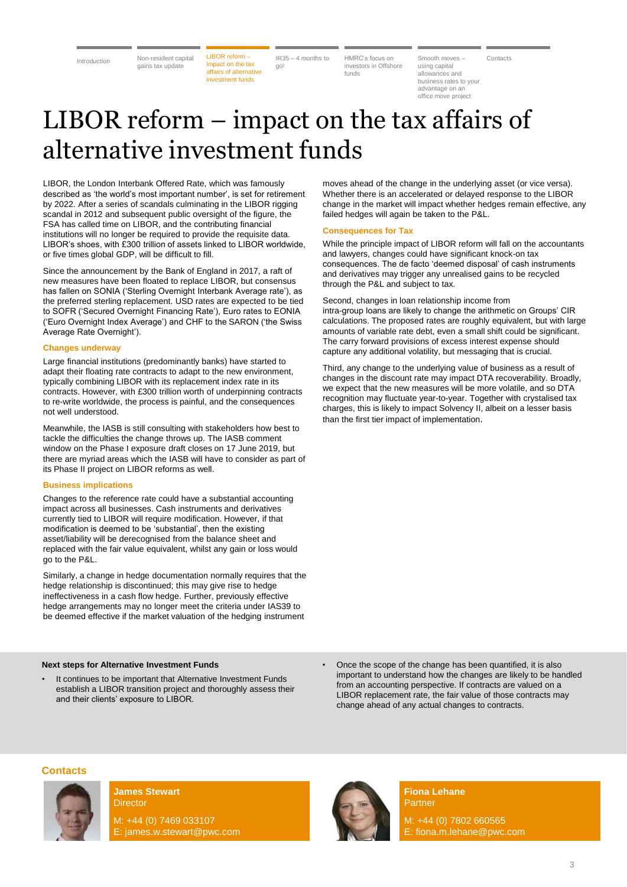# LIBOR reform – impact on the tax affairs of alternative investment funds

LIBOR, the London Interbank Offered Rate, which was famously described as 'the world's most important number', is set for retirement by 2022. After a series of scandals culminating in the LIBOR rigging scandal in 2012 and subsequent public oversight of the figure, the FSA has called time on LIBOR, and the contributing financial institutions will no longer be required to provide the requisite data. LIBOR's shoes, with £300 trillion of assets linked to LIBOR worldwide, or five times global GDP, will be difficult to fill.

Since the announcement by the Bank of England in 2017, a raft of new measures have been floated to replace LIBOR, but consensus has fallen on SONIA ('Sterling Overnight Interbank Average rate'), as the preferred sterling replacement. USD rates are expected to be tied to SOFR ('Secured Overnight Financing Rate'), Euro rates to EONIA ('Euro Overnight Index Average') and CHF to the SARON ('the Swiss Average Rate Overnight').

### Changes underway

Large financial institutions (predominantly banks) have started to adapt their floating rate contracts to adapt to the new environment, typically combining LIBOR with its replacement index rate in its contracts. However, with £300 trillion worth of underpinning contracts to re-write worldwide, the process is painful, and the consequences not well understood.

Meanwhile, the IASB is still consulting with stakeholders how best to tackle the difficulties the change throws up. The IASB comment window on the Phase I exposure draft closes on 17 June 2019, but there are myriad areas which the IASB will have to consider as part of its Phase II project on LIBOR reforms as well.

### Business implications

Changes to the reference rate could have a substantial accounting impact across all businesses. Cash instruments and derivatives currently tied to LIBOR will require modification. However, if that modification is deemed to be 'substantial', then the existing asset/liability will be derecognised from the balance sheet and replaced with the fair value equivalent, whilst any gain or loss would go to the P&L.

Similarly, a change in hedge documentation normally requires that the hedge relationship is discontinued; this may give rise to hedge ineffectiveness in a cash flow hedge. Further, previously effective hedge arrangements may no longer meet the criteria under IAS39 to be deemed effective if the market valuation of the hedging instrument moves ahead of the change in the underlying asset (or vice versa). Whether there is an accelerated or delayed response to the LIBOR change in the market will impact whether hedges remain effective, any failed hedges will again be taken to the P&L.

### Consequences for Tax

While the principle impact of LIBOR reform will fall on the accountants and lawyers, changes could have significant knock-on tax consequences. The de facto 'deemed disposal' of cash instruments and derivatives may trigger any unrealised gains to be recycled through the P&L and subject to tax.

Second, changes in loan relationship income from intra-group loans are likely to change the arithmetic on Groups' CIR calculations. The proposed rates are roughly equivalent, but with large amounts of variable rate debt, even a small shift could be significant. The carry forward provisions of excess interest expense should capture any additional volatility, but messaging that is crucial.

Third, any change to the underlying value of business as a result of changes in the discount rate may impact DTA recoverability. Broadly, we expect that the new measures will be more volatile, and so DTA recognition may fluctuate year-to-year. Together with crystalised tax charges, this is likely to impact Solvency II, albeit on a lesser basis than the first tier impact of implementation.

**Next steps for Alternative Investment Funds**

- It continues to be important that Alternative Investment Funds establish a LIBOR transition project and thoroughly assess their and their clients' exposure to LIBOR.
- Once the scope of the change has been quantified, it is also important to understand how the changes are likely to be handled from an accounting perspective. If contracts are valued on a LIBOR replacement rate, the fair value of those contracts may change ahead of any actual changes to contracts.

### Contacts

**James Stewart**
Director
M: +44 (0) 7469 033107
E: james.w.stewart@pwc.com

**Fiona Lehane**
Partner
M: +44 (0) 7802 660565
E: fiona.m.lehane@pwc.com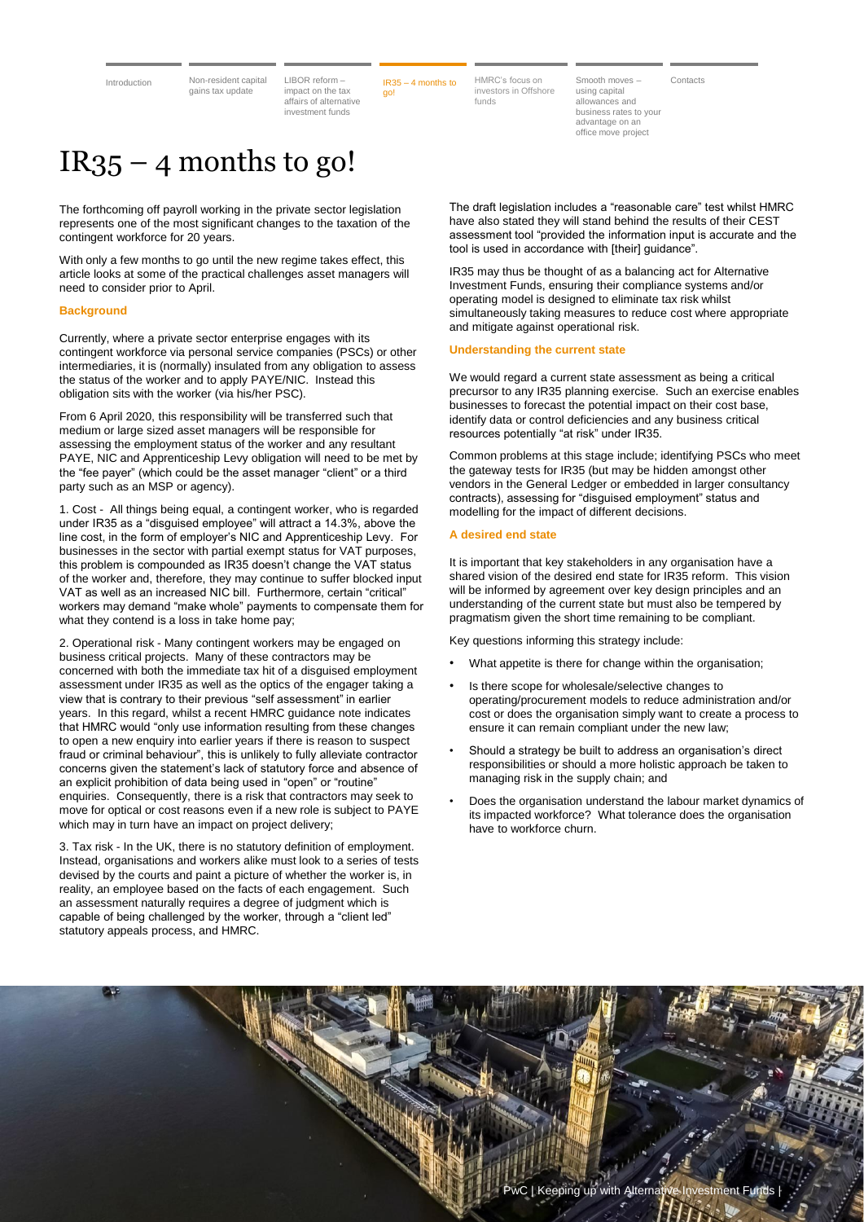# IR35 – 4 months to go!

The forthcoming off payroll working in the private sector legislation represents one of the most significant changes to the taxation of the contingent workforce for 20 years.

With only a few months to go until the new regime takes effect, this article looks at some of the practical challenges asset managers will need to consider prior to April.

### Background

Currently, where a private sector enterprise engages with its contingent workforce via personal service companies (PSCs) or other intermediaries, it is (normally) insulated from any obligation to assess the status of the worker and to apply PAYE/NIC. Instead this obligation sits with the worker (via his/her PSC).

From 6 April 2020, this responsibility will be transferred such that medium or large sized asset managers will be responsible for assessing the employment status of the worker and any resultant PAYE, NIC and Apprenticeship Levy obligation will need to be met by the "fee payer" (which could be the asset manager "client" or a third party such as an MSP or agency).

1. Cost - All things being equal, a contingent worker, who is regarded under IR35 as a "disguised employee" will attract a 14.3%, above the line cost, in the form of employer's NIC and Apprenticeship Levy. For businesses in the sector with partial exempt status for VAT purposes, this problem is compounded as IR35 doesn't change the VAT status of the worker and, therefore, they may continue to suffer blocked input VAT as well as an increased NIC bill. Furthermore, certain "critical" workers may demand "make whole" payments to compensate them for what they contend is a loss in take home pay;

2. Operational risk - Many contingent workers may be engaged on business critical projects. Many of these contractors may be concerned with both the immediate tax hit of a disguised employment assessment under IR35 as well as the optics of the engager taking a view that is contrary to their previous "self assessment" in earlier years. In this regard, whilst a recent HMRC guidance note indicates that HMRC would "only use information resulting from these changes to open a new enquiry into earlier years if there is reason to suspect fraud or criminal behaviour", this is unlikely to fully alleviate contractor concerns given the statement's lack of statutory force and absence of an explicit prohibition of data being used in "open" or "routine" enquiries. Consequently, there is a risk that contractors may seek to move for optical or cost reasons even if a new role is subject to PAYE which may in turn have an impact on project delivery;

3. Tax risk - In the UK, there is no statutory definition of employment. Instead, organisations and workers alike must look to a series of tests devised by the courts and paint a picture of whether the worker is, in reality, an employee based on the facts of each engagement. Such an assessment naturally requires a degree of judgment which is capable of being challenged by the worker, through a "client led" statutory appeals process, and HMRC.

The draft legislation includes a "reasonable care" test whilst HMRC have also stated they will stand behind the results of their CEST assessment tool "provided the information input is accurate and the tool is used in accordance with [their] guidance".

IR35 may thus be thought of as a balancing act for Alternative Investment Funds, ensuring their compliance systems and/or operating model is designed to eliminate tax risk whilst simultaneously taking measures to reduce cost where appropriate and mitigate against operational risk.

### Understanding the current state

We would regard a current state assessment as being a critical precursor to any IR35 planning exercise. Such an exercise enables businesses to forecast the potential impact on their cost base, identify data or control deficiencies and any business critical resources potentially "at risk" under IR35.

Common problems at this stage include; identifying PSCs who meet the gateway tests for IR35 (but may be hidden amongst other vendors in the General Ledger or embedded in larger consultancy contracts), assessing for "disguised employment" status and modelling for the impact of different decisions.

### A desired end state

It is important that key stakeholders in any organisation have a shared vision of the desired end state for IR35 reform. This vision will be informed by agreement over key design principles and an understanding of the current state but must also be tempered by pragmatism given the short time remaining to be compliant.

Key questions informing this strategy include:

- What appetite is there for change within the organisation;
- Is there scope for wholesale/selective changes to operating/procurement models to reduce administration and/or cost or does the organisation simply want to create a process to ensure it can remain compliant under the new law;
- Should a strategy be built to address an organisation's direct responsibilities or should a more holistic approach be taken to managing risk in the supply chain; and
- Does the organisation understand the labour market dynamics of its impacted workforce? What tolerance does the organisation have to workforce churn.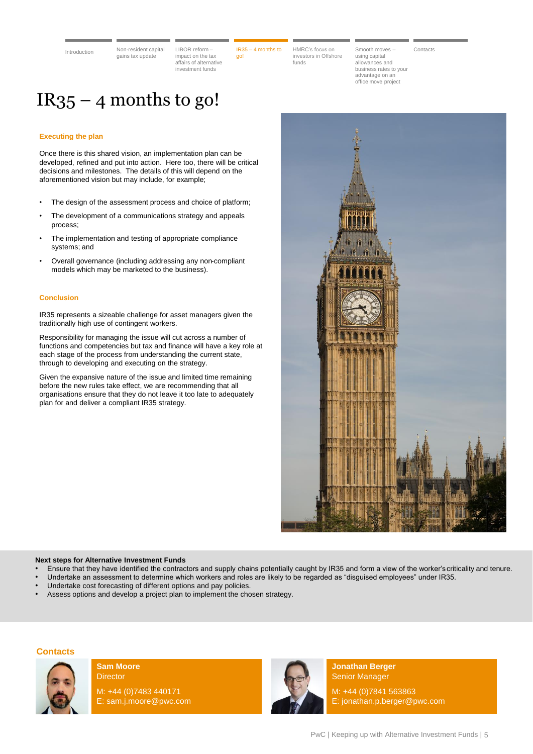# IR35 – 4 months to go!

### Executing the plan

Once there is this shared vision, an implementation plan can be developed, refined and put into action. Here too, there will be critical decisions and milestones. The details of this will depend on the aforementioned vision but may include, for example;

- The design of the assessment process and choice of platform;
- The development of a communications strategy and appeals process;
- The implementation and testing of appropriate compliance systems; and
- Overall governance (including addressing any non-compliant models which may be marketed to the business).

### Conclusion

IR35 represents a sizeable challenge for asset managers given the traditionally high use of contingent workers.

Responsibility for managing the issue will cut across a number of functions and competencies but tax and finance will have a key role at each stage of the process from understanding the current state, through to developing and executing on the strategy.

Given the expansive nature of the issue and limited time remaining before the new rules take effect, we are recommending that all organisations ensure that they do not leave it too late to adequately plan for and deliver a compliant IR35 strategy.

**Next steps for Alternative Investment Funds**

- Ensure that they have identified the contractors and supply chains potentially caught by IR35 and form a view of the worker's criticality and tenure.
- Undertake an assessment to determine which workers and roles are likely to be regarded as "disguised employees" under IR35.
- Undertake cost forecasting of different options and pay policies.
- Assess options and develop a project plan to implement the chosen strategy.

## Contacts

**Sam Moore**
Director
M: +44 (0)7483 440171
E: sam.j.moore@pwc.com

**Jonathan Berger**
Senior Manager
M: +44 (0)7841 563863
E: jonathan.p.berger@pwc.com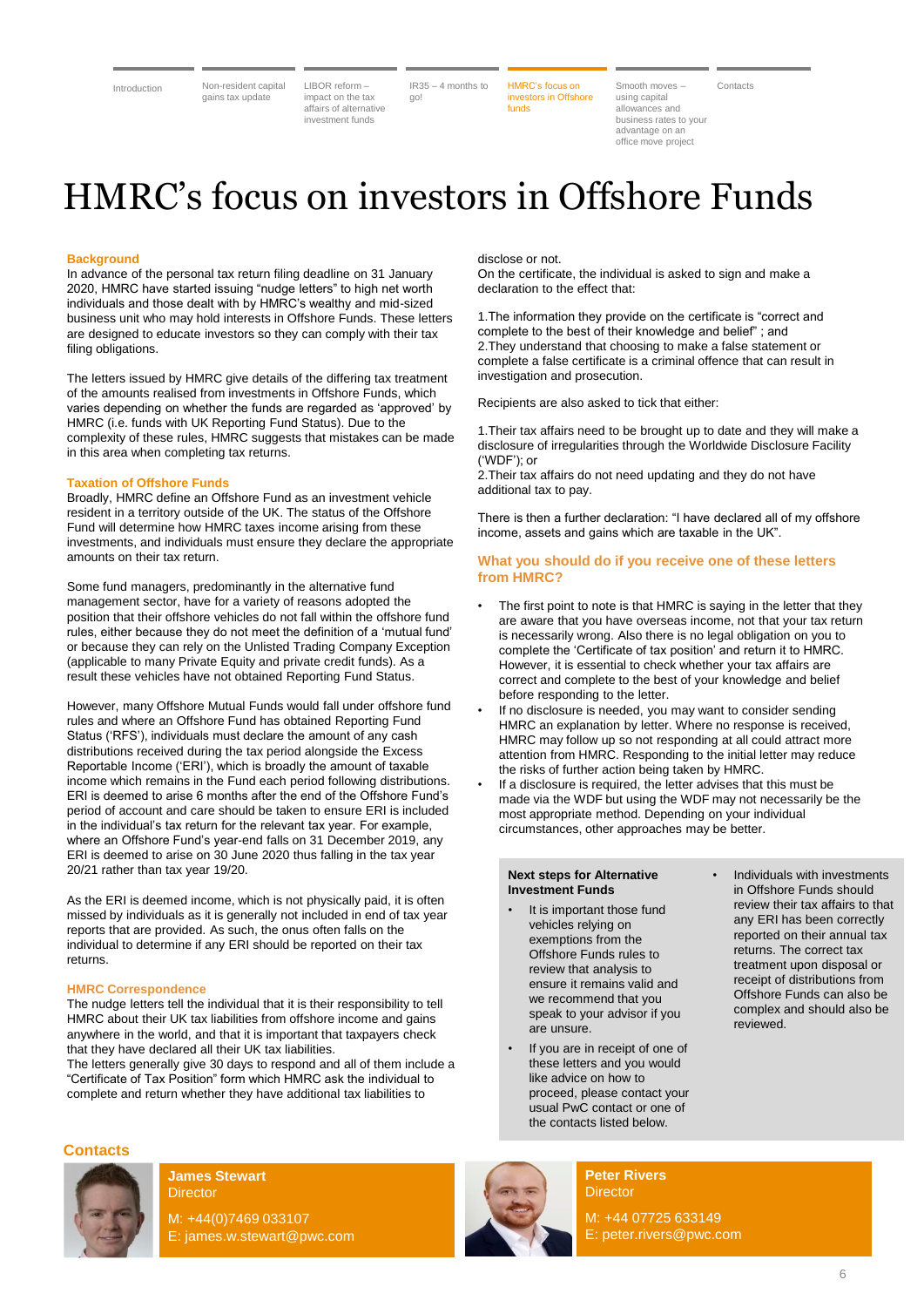# HMRC's focus on investors in Offshore Funds

## Background

In advance of the personal tax return filing deadline on 31 January 2020, HMRC have started issuing "nudge letters" to high net worth individuals and those dealt with by HMRC's wealthy and mid-sized business unit who may hold interests in Offshore Funds. These letters are designed to educate investors so they can comply with their tax filing obligations.

The letters issued by HMRC give details of the differing tax treatment of the amounts realised from investments in Offshore Funds, which varies depending on whether the funds are regarded as 'approved' by HMRC (i.e. funds with UK Reporting Fund Status). Due to the complexity of these rules, HMRC suggests that mistakes can be made in this area when completing tax returns.

## Taxation of Offshore Funds

Broadly, HMRC define an Offshore Fund as an investment vehicle resident in a territory outside of the UK. The status of the Offshore Fund will determine how HMRC taxes income arising from these investments, and individuals must ensure they declare the appropriate amounts on their tax return.

Some fund managers, predominantly in the alternative fund management sector, have for a variety of reasons adopted the position that their offshore vehicles do not fall within the offshore fund rules, either because they do not meet the definition of a 'mutual fund' or because they can rely on the Unlisted Trading Company Exception (applicable to many Private Equity and private credit funds). As a result these vehicles have not obtained Reporting Fund Status.

However, many Offshore Mutual Funds would fall under offshore fund rules and where an Offshore Fund has obtained Reporting Fund Status ('RFS'), individuals must declare the amount of any cash distributions received during the tax period alongside the Excess Reportable Income ('ERI'), which is broadly the amount of taxable income which remains in the Fund each period following distributions. ERI is deemed to arise 6 months after the end of the Offshore Fund's period of account and care should be taken to ensure ERI is included in the individual's tax return for the relevant tax year. For example, where an Offshore Fund's year-end falls on 31 December 2019, any ERI is deemed to arise on 30 June 2020 thus falling in the tax year 20/21 rather than tax year 19/20.

As the ERI is deemed income, which is not physically paid, it is often missed by individuals as it is generally not included in end of tax year reports that are provided. As such, the onus often falls on the individual to determine if any ERI should be reported on their tax returns.

## HMRC Correspondence

The nudge letters tell the individual that it is their responsibility to tell HMRC about their UK tax liabilities from offshore income and gains anywhere in the world, and that it is important that taxpayers check that they have declared all their UK tax liabilities.

The letters generally give 30 days to respond and all of them include a "Certificate of Tax Position" form which HMRC ask the individual to complete and return whether they have additional tax liabilities to disclose or not.

On the certificate, the individual is asked to sign and make a declaration to the effect that:

1. The information they provide on the certificate is "correct and complete to the best of their knowledge and belief" ; and
2. They understand that choosing to make a false statement or complete a false certificate is a criminal offence that can result in investigation and prosecution.

Recipients are also asked to tick that either:

1. Their tax affairs need to be brought up to date and they will make a disclosure of irregularities through the Worldwide Disclosure Facility ('WDF'); or
2. Their tax affairs do not need updating and they do not have additional tax to pay.

There is then a further declaration: "I have declared all of my offshore income, assets and gains which are taxable in the UK".

## What you should do if you receive one of these letters from HMRC?

- The first point to note is that HMRC is saying in the letter that they are aware that you have overseas income, not that your tax return is necessarily wrong. Also there is no legal obligation on you to complete the 'Certificate of tax position' and return it to HMRC. However, it is essential to check whether your tax affairs are correct and complete to the best of your knowledge and belief before responding to the letter.
- If no disclosure is needed, you may want to consider sending HMRC an explanation by letter. Where no response is received, HMRC may follow up so not responding at all could attract more attention from HMRC. Responding to the initial letter may reduce the risks of further action being taken by HMRC.
- If a disclosure is required, the letter advises that this must be made via the WDF but using the WDF may not necessarily be the most appropriate method. Depending on your individual circumstances, other approaches may be better.

**Next steps for Alternative Investment Funds**

- It is important those fund vehicles relying on exemptions from the Offshore Funds rules to review that analysis to ensure it remains valid and we recommend that you speak to your advisor if you are unsure.
- If you are in receipt of one of these letters and you would like advice on how to proceed, please contact your usual PwC contact or one of the contacts listed below.
- Individuals with investments in Offshore Funds should review their tax affairs to that any ERI has been correctly reported on their annual tax returns. The correct tax treatment upon disposal or receipt of distributions from Offshore Funds can also be complex and should also be reviewed.

## Contacts

**James Stewart**
Director
M: +44(0)7469 033107
E: james.w.stewart@pwc.com

**Peter Rivers**
Director
M: +44 07725 633149
E: peter.rivers@pwc.com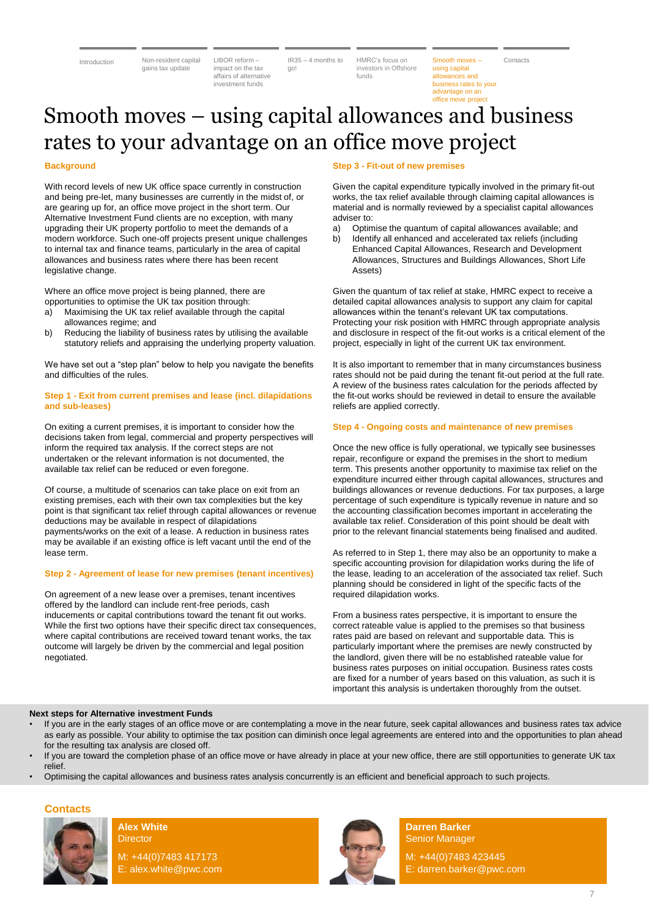# Smooth moves – using capital allowances and business rates to your advantage on an office move project

## Background

With record levels of new UK office space currently in construction and being pre-let, many businesses are currently in the midst of, or are gearing up for, an office move project in the short term. Our Alternative Investment Fund clients are no exception, with many upgrading their UK property portfolio to meet the demands of a modern workforce. Such one-off projects present unique challenges to internal tax and finance teams, particularly in the area of capital allowances and business rates where there has been recent legislative change.

Where an office move project is being planned, there are opportunities to optimise the UK tax position through:

a) Maximising the UK tax relief available through the capital allowances regime; and
b) Reducing the liability of business rates by utilising the available statutory reliefs and appraising the underlying property valuation.

We have set out a "step plan" below to help you navigate the benefits and difficulties of the rules.

## Step 1 - Exit from current premises and lease (incl. dilapidations and sub-leases)

On exiting a current premises, it is important to consider how the decisions taken from legal, commercial and property perspectives will inform the required tax analysis. If the correct steps are not undertaken or the relevant information is not documented, the available tax relief can be reduced or even foregone.

Of course, a multitude of scenarios can take place on exit from an existing premises, each with their own tax complexities but the key point is that significant tax relief through capital allowances or revenue deductions may be available in respect of dilapidations payments/works on the exit of a lease. A reduction in business rates may be available if an existing office is left vacant until the end of the lease term.

## Step 2 - Agreement of lease for new premises (tenant incentives)

On agreement of a new lease over a premises, tenant incentives offered by the landlord can include rent-free periods, cash inducements or capital contributions toward the tenant fit out works. While the first two options have their specific direct tax consequences, where capital contributions are received toward tenant works, the tax outcome will largely be driven by the commercial and legal position negotiated.

## Step 3 - Fit-out of new premises

Given the capital expenditure typically involved in the primary fit-out works, the tax relief available through claiming capital allowances is material and is normally reviewed by a specialist capital allowances adviser to:

a) Optimise the quantum of capital allowances available; and
b) Identify all enhanced and accelerated tax reliefs (including Enhanced Capital Allowances, Research and Development Allowances, Structures and Buildings Allowances, Short Life Assets)

Given the quantum of tax relief at stake, HMRC expect to receive a detailed capital allowances analysis to support any claim for capital allowances within the tenant's relevant UK tax computations. Protecting your risk position with HMRC through appropriate analysis and disclosure in respect of the fit-out works is a critical element of the project, especially in light of the current UK tax environment.

It is also important to remember that in many circumstances business rates should not be paid during the tenant fit-out period at the full rate. A review of the business rates calculation for the periods affected by the fit-out works should be reviewed in detail to ensure the available reliefs are applied correctly.

## Step 4 - Ongoing costs and maintenance of new premises

Once the new office is fully operational, we typically see businesses repair, reconfigure or expand the premises in the short to medium term. This presents another opportunity to maximise tax relief on the expenditure incurred either through capital allowances, structures and buildings allowances or revenue deductions. For tax purposes, a large percentage of such expenditure is typically revenue in nature and so the accounting classification becomes important in accelerating the available tax relief. Consideration of this point should be dealt with prior to the relevant financial statements being finalised and audited.

As referred to in Step 1, there may also be an opportunity to make a specific accounting provision for dilapidation works during the life of the lease, leading to an acceleration of the associated tax relief. Such planning should be considered in light of the specific facts of the required dilapidation works.

From a business rates perspective, it is important to ensure the correct rateable value is applied to the premises so that business rates paid are based on relevant and supportable data. This is particularly important where the premises are newly constructed by the landlord, given there will be no established rateable value for business rates purposes on initial occupation. Business rates costs are fixed for a number of years based on this valuation, as such it is important this analysis is undertaken thoroughly from the outset.

**Next steps for Alternative investment Funds**

- If you are in the early stages of an office move or are contemplating a move in the near future, seek capital allowances and business rates tax advice as early as possible. Your ability to optimise the tax position can diminish once legal agreements are entered into and the opportunities to plan ahead for the resulting tax analysis are closed off.
- If you are toward the completion phase of an office move or have already in place at your new office, there are still opportunities to generate UK tax relief.
- Optimising the capital allowances and business rates analysis concurrently is an efficient and beneficial approach to such projects.

## Contacts

**Alex White**
Director
M: +44(0)7483 417173
E: alex.white@pwc.com

**Darren Barker**
Senior Manager
M: +44(0)7483 423445
E: darren.barker@pwc.com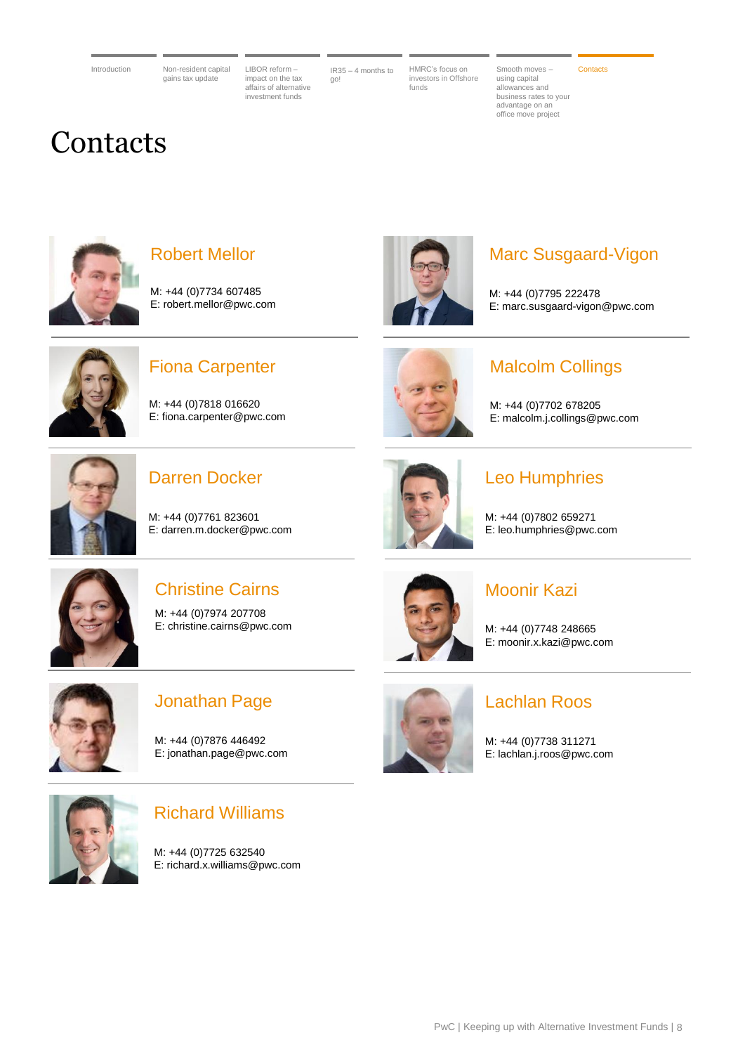# Contacts

## Robert Mellor

M: +44 (0)7734 607485
E: robert.mellor@pwc.com

## Fiona Carpenter

M: +44 (0)7818 016620
E: fiona.carpenter@pwc.com

## Darren Docker

M: +44 (0)7761 823601
E: darren.m.docker@pwc.com

## Christine Cairns

M: +44 (0)7974 207708
E: christine.cairns@pwc.com

## Jonathan Page

M: +44 (0)7876 446492
E: jonathan.page@pwc.com

## Richard Williams

M: +44 (0)7725 632540
E: richard.x.williams@pwc.com

## Marc Susgaard-Vigon

M: +44 (0)7795 222478
E: marc.susgaard-vigon@pwc.com

## Malcolm Collings

M: +44 (0)7702 678205
E: malcolm.j.collings@pwc.com

## Leo Humphries

M: +44 (0)7802 659271
E: leo.humphries@pwc.com

## Moonir Kazi

M: +44 (0)7748 248665
E: moonir.x.kazi@pwc.com

## Lachlan Roos

M: +44 (0)7738 311271
E: lachlan.j.roos@pwc.com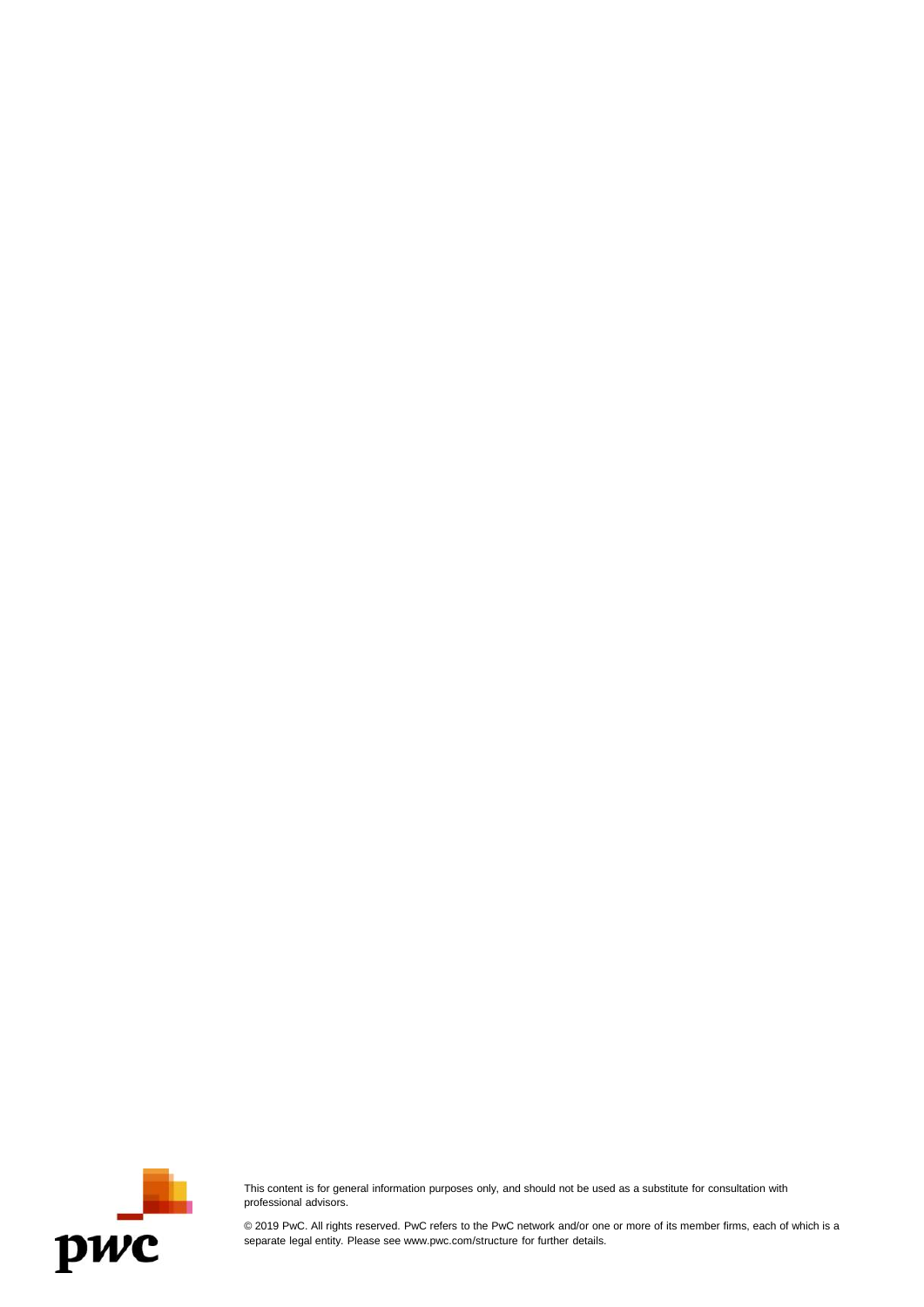This content is for general information purposes only, and should not be used as a substitute for consultation with professional advisors.

© 2019 PwC. All rights reserved. PwC refers to the PwC network and/or one or more of its member firms, each of which is a separate legal entity. Please see www.pwc.com/structure for further details.